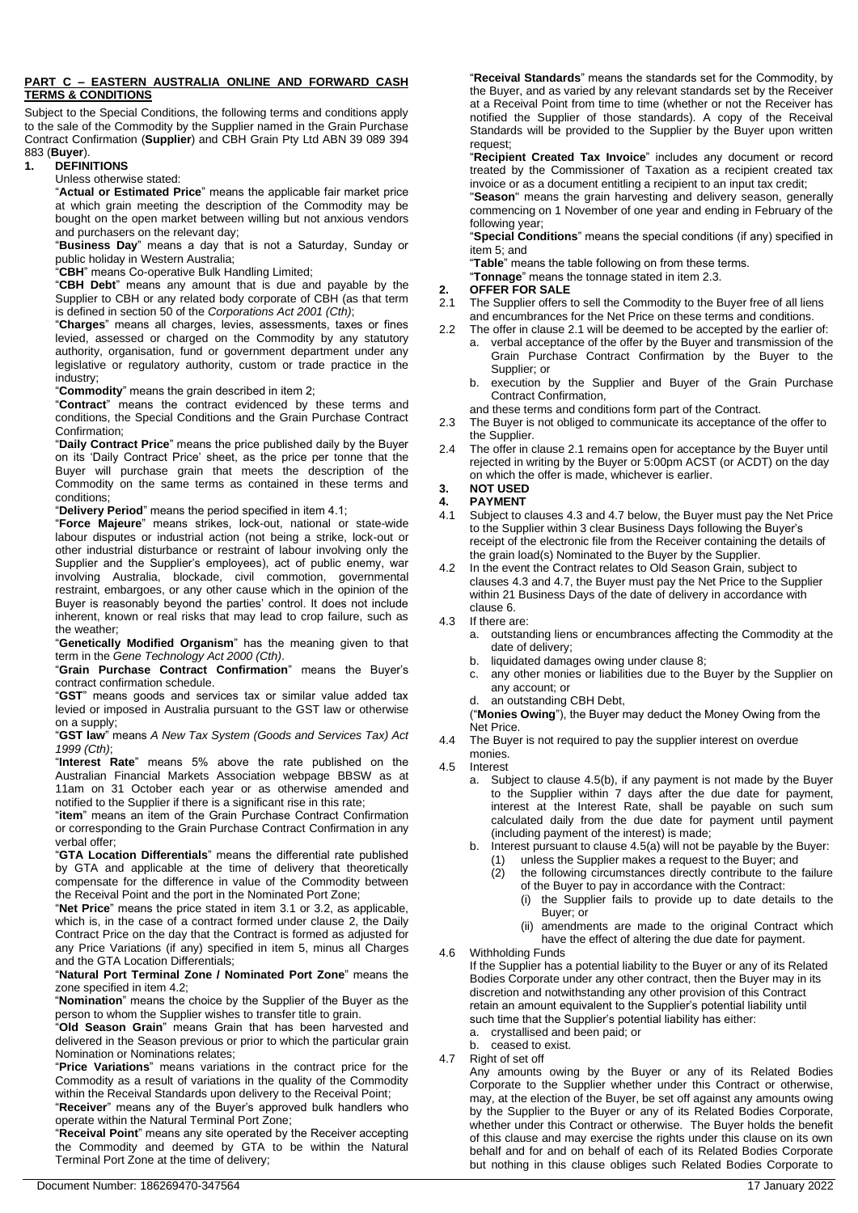**PART C – EASTERN AUSTRALIA ONLINE AND FORWARD CASH TERMS & CONDITIONS**

Subject to the Special Conditions, the following terms and conditions apply to the sale of the Commodity by the Supplier named in the Grain Purchase Contract Confirmation (**Supplier**) and CBH Grain Pty Ltd ABN 39 089 394 883 (**Buyer**).

## 1. DEFINITIONS

Unless otherwise stated:

"**Actual or Estimated Price**" means the applicable fair market price at which grain meeting the description of the Commodity may be bought on the open market between willing but not anxious vendors and purchasers on the relevant day;

"**Business Day**" means a day that is not a Saturday, Sunday or public holiday in Western Australia;

"**CBH**" means Co-operative Bulk Handling Limited;

"**CBH Debt**" means any amount that is due and payable by the Supplier to CBH or any related body corporate of CBH (as that term is defined in section 50 of the *Corporations Act 2001 (Cth)*;

"**Charges**" means all charges, levies, assessments, taxes or fines levied, assessed or charged on the Commodity by any statutory authority, organisation, fund or government department under any legislative or regulatory authority, custom or trade practice in the industry;

"**Commodity**" means the grain described in item 2;

"**Contract**" means the contract evidenced by these terms and conditions, the Special Conditions and the Grain Purchase Contract Confirmation;

"**Daily Contract Price**" means the price published daily by the Buyer on its 'Daily Contract Price' sheet, as the price per tonne that the Buyer will purchase grain that meets the description of the Commodity on the same terms as contained in these terms and conditions;

"**Delivery Period**" means the period specified in item 4.1;

"**Force Majeure**" means strikes, lock-out, national or state-wide labour disputes or industrial action (not being a strike, lock-out or other industrial disturbance or restraint of labour involving only the Supplier and the Supplier's employees), act of public enemy, war involving Australia, blockade, civil commotion, governmental restraint, embargoes, or any other cause which in the opinion of the Buyer is reasonably beyond the parties' control. It does not include inherent, known or real risks that may lead to crop failure, such as the weather;

"**Genetically Modified Organism**" has the meaning given to that term in the *Gene Technology Act 2000 (Cth)*.

"**Grain Purchase Contract Confirmation**" means the Buyer's contract confirmation schedule.

"**GST**" means goods and services tax or similar value added tax levied or imposed in Australia pursuant to the GST law or otherwise on a supply;

"**GST law**" means *A New Tax System (Goods and Services Tax) Act 1999 (Cth)*;

"**Interest Rate**" means 5% above the rate published on the Australian Financial Markets Association webpage BBSW as at 11am on 31 October each year or as otherwise amended and notified to the Supplier if there is a significant rise in this rate;

"**item**" means an item of the Grain Purchase Contract Confirmation or corresponding to the Grain Purchase Contract Confirmation in any verbal offer;

"**GTA Location Differentials**" means the differential rate published by GTA and applicable at the time of delivery that theoretically compensate for the difference in value of the Commodity between the Receival Point and the port in the Nominated Port Zone;

"**Net Price**" means the price stated in item 3.1 or 3.2, as applicable, which is, in the case of a contract formed under clause 2, the Daily Contract Price on the day that the Contract is formed as adjusted for any Price Variations (if any) specified in item 5, minus all Charges and the GTA Location Differentials;

"**Natural Port Terminal Zone / Nominated Port Zone**" means the zone specified in item 4.2;

"**Nomination**" means the choice by the Supplier of the Buyer as the person to whom the Supplier wishes to transfer title to grain.

"**Old Season Grain**" means Grain that has been harvested and delivered in the Season previous or prior to which the particular grain Nomination or Nominations relates;

"**Price Variations**" means variations in the contract price for the Commodity as a result of variations in the quality of the Commodity within the Receival Standards upon delivery to the Receival Point;

"**Receiver**" means any of the Buyer's approved bulk handlers who operate within the Natural Terminal Port Zone;

"**Receival Point**" means any site operated by the Receiver accepting the Commodity and deemed by GTA to be within the Natural Terminal Port Zone at the time of delivery;

"**Receival Standards**" means the standards set for the Commodity, by the Buyer, and as varied by any relevant standards set by the Receiver at a Receival Point from time to time (whether or not the Receiver has notified the Supplier of those standards). A copy of the Receival Standards will be provided to the Supplier by the Buyer upon written request;

"**Recipient Created Tax Invoice**" includes any document or record treated by the Commissioner of Taxation as a recipient created tax invoice or as a document entitling a recipient to an input tax credit;

"**Season**" means the grain harvesting and delivery season, generally commencing on 1 November of one year and ending in February of the following year;

"**Special Conditions**" means the special conditions (if any) specified in item 5; and

"**Table**" means the table following on from these terms.

"**Tonnage**" means the tonnage stated in item 2.3.

## 2. OFFER FOR SALE

2.1 The Supplier offers to sell the Commodity to the Buyer free of all liens and encumbrances for the Net Price on these terms and conditions.

2.2 The offer in clause 2.1 will be deemed to be accepted by the earlier of:

a. verbal acceptance of the offer by the Buyer and transmission of the Grain Purchase Contract Confirmation by the Buyer to the Supplier; or

b. execution by the Supplier and Buyer of the Grain Purchase Contract Confirmation,

and these terms and conditions form part of the Contract.

2.3 The Buyer is not obliged to communicate its acceptance of the offer to the Supplier.

2.4 The offer in clause 2.1 remains open for acceptance by the Buyer until rejected in writing by the Buyer or 5:00pm ACST (or ACDT) on the day on which the offer is made, whichever is earlier.

## 3. NOT USED

## 4. PAYMENT

4.1 Subject to clauses 4.3 and 4.7 below, the Buyer must pay the Net Price to the Supplier within 3 clear Business Days following the Buyer's receipt of the electronic file from the Receiver containing the details of the grain load(s) Nominated to the Buyer by the Supplier.

4.2 In the event the Contract relates to Old Season Grain, subject to clauses 4.3 and 4.7, the Buyer must pay the Net Price to the Supplier within 21 Business Days of the date of delivery in accordance with clause 6.

4.3 If there are:

a. outstanding liens or encumbrances affecting the Commodity at the date of delivery;

b. liquidated damages owing under clause 8;

c. any other monies or liabilities due to the Buyer by the Supplier on any account; or

d. an outstanding CBH Debt,

("**Monies Owing**"), the Buyer may deduct the Money Owing from the Net Price.

4.4 The Buyer is not required to pay the supplier interest on overdue monies.

4.5 Interest

a. Subject to clause 4.5(b), if any payment is not made by the Buyer to the Supplier within 7 days after the due date for payment, interest at the Interest Rate, shall be payable on such sum calculated daily from the due date for payment until payment (including payment of the interest) is made;

b. Interest pursuant to clause 4.5(a) will not be payable by the Buyer:

(1) unless the Supplier makes a request to the Buyer; and

(2) the following circumstances directly contribute to the failure of the Buyer to pay in accordance with the Contract:

(i) the Supplier fails to provide up to date details to the Buyer; or

(ii) amendments are made to the original Contract which have the effect of altering the due date for payment.

4.6 Withholding Funds

If the Supplier has a potential liability to the Buyer or any of its Related Bodies Corporate under any other contract, then the Buyer may in its discretion and notwithstanding any other provision of this Contract retain an amount equivalent to the Supplier's potential liability until such time that the Supplier's potential liability has either:

a. crystallised and been paid; or

b. ceased to exist.

4.7 Right of set off

Any amounts owing by the Buyer or any of its Related Bodies Corporate to the Supplier whether under this Contract or otherwise, may, at the election of the Buyer, be set off against any amounts owing by the Supplier to the Buyer or any of its Related Bodies Corporate, whether under this Contract or otherwise. The Buyer holds the benefit of this clause and may exercise the rights under this clause on its own behalf and for and on behalf of each of its Related Bodies Corporate but nothing in this clause obliges such Related Bodies Corporate to

Document Number: 186269470-347564

17 January 2022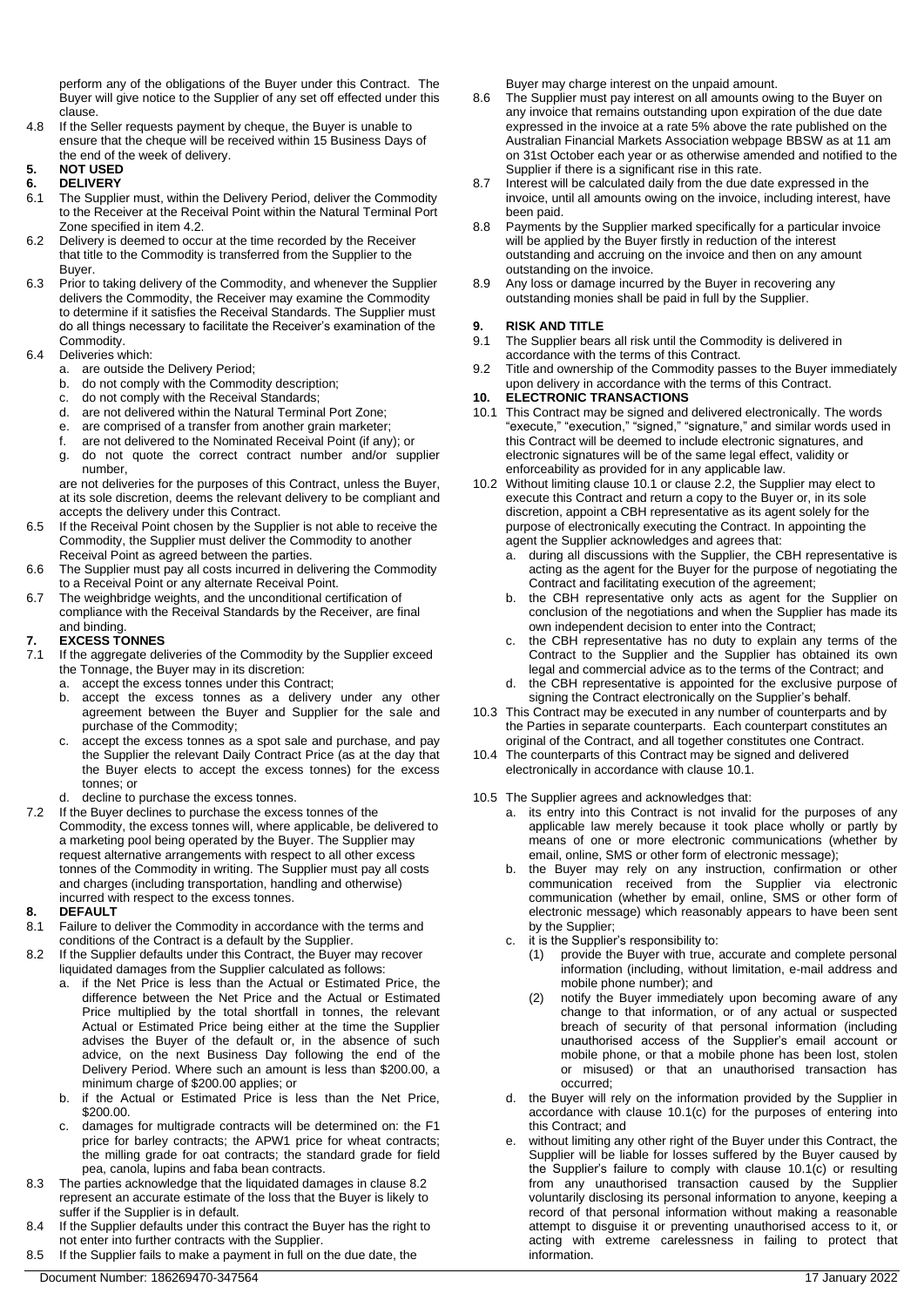perform any of the obligations of the Buyer under this Contract. The Buyer will give notice to the Supplier of any set off effected under this clause.

4.8 If the Seller requests payment by cheque, the Buyer is unable to ensure that the cheque will be received within 15 Business Days of the end of the week of delivery.

## 5. NOT USED

## 6. DELIVERY

6.1 The Supplier must, within the Delivery Period, deliver the Commodity to the Receiver at the Receival Point within the Natural Terminal Port Zone specified in item 4.2.

6.2 Delivery is deemed to occur at the time recorded by the Receiver that title to the Commodity is transferred from the Supplier to the Buyer.

6.3 Prior to taking delivery of the Commodity, and whenever the Supplier delivers the Commodity, the Receiver may examine the Commodity to determine if it satisfies the Receival Standards. The Supplier must do all things necessary to facilitate the Receiver's examination of the Commodity.

6.4 Deliveries which:

a. are outside the Delivery Period;
b. do not comply with the Commodity description;
c. do not comply with the Receival Standards;
d. are not delivered within the Natural Terminal Port Zone;
e. are comprised of a transfer from another grain marketer;
f. are not delivered to the Nominated Receival Point (if any); or
g. do not quote the correct contract number and/or supplier number,

are not deliveries for the purposes of this Contract, unless the Buyer, at its sole discretion, deems the relevant delivery to be compliant and accepts the delivery under this Contract.

6.5 If the Receival Point chosen by the Supplier is not able to receive the Commodity, the Supplier must deliver the Commodity to another Receival Point as agreed between the parties.

6.6 The Supplier must pay all costs incurred in delivering the Commodity to a Receival Point or any alternate Receival Point.

6.7 The weighbridge weights, and the unconditional certification of compliance with the Receival Standards by the Receiver, are final and binding.

## 7. EXCESS TONNES

7.1 If the aggregate deliveries of the Commodity by the Supplier exceed the Tonnage, the Buyer may in its discretion:

a. accept the excess tonnes under this Contract;
b. accept the excess tonnes as a delivery under any other agreement between the Buyer and Supplier for the sale and purchase of the Commodity;
c. accept the excess tonnes as a spot sale and purchase, and pay the Supplier the relevant Daily Contract Price (as at the day that the Buyer elects to accept the excess tonnes) for the excess tonnes; or
d. decline to purchase the excess tonnes.

7.2 If the Buyer declines to purchase the excess tonnes of the Commodity, the excess tonnes will, where applicable, be delivered to a marketing pool being operated by the Buyer. The Supplier may request alternative arrangements with respect to all other excess tonnes of the Commodity in writing. The Supplier must pay all costs and charges (including transportation, handling and otherwise) incurred with respect to the excess tonnes.

## 8. DEFAULT

8.1 Failure to deliver the Commodity in accordance with the terms and conditions of the Contract is a default by the Supplier.

8.2 If the Supplier defaults under this Contract, the Buyer may recover liquidated damages from the Supplier calculated as follows:

a. if the Net Price is less than the Actual or Estimated Price, the difference between the Net Price and the Actual or Estimated Price multiplied by the total shortfall in tonnes, the relevant Actual or Estimated Price being either at the time the Supplier advises the Buyer of the default or, in the absence of such advice, on the next Business Day following the end of the Delivery Period. Where such an amount is less than $200.00, a minimum charge of $200.00 applies; or
b. if the Actual or Estimated Price is less than the Net Price, $200.00.
c. damages for multigrade contracts will be determined on: the F1 price for barley contracts; the APW1 price for wheat contracts; the milling grade for oat contracts; the standard grade for field pea, canola, lupins and faba bean contracts.

8.3 The parties acknowledge that the liquidated damages in clause 8.2 represent an accurate estimate of the loss that the Buyer is likely to suffer if the Supplier is in default.

8.4 If the Supplier defaults under this contract the Buyer has the right to not enter into further contracts with the Supplier.

8.5 If the Supplier fails to make a payment in full on the due date, the Buyer may charge interest on the unpaid amount.

8.6 The Supplier must pay interest on all amounts owing to the Buyer on any invoice that remains outstanding upon expiration of the due date expressed in the invoice at a rate 5% above the rate published on the Australian Financial Markets Association webpage BBSW as at 11 am on 31st October each year or as otherwise amended and notified to the Supplier if there is a significant rise in this rate.

8.7 Interest will be calculated daily from the due date expressed in the invoice, until all amounts owing on the invoice, including interest, have been paid.

8.8 Payments by the Supplier marked specifically for a particular invoice will be applied by the Buyer firstly in reduction of the interest outstanding and accruing on the invoice and then on any amount outstanding on the invoice.

8.9 Any loss or damage incurred by the Buyer in recovering any outstanding monies shall be paid in full by the Supplier.

## 9. RISK AND TITLE

9.1 The Supplier bears all risk until the Commodity is delivered in accordance with the terms of this Contract.

9.2 Title and ownership of the Commodity passes to the Buyer immediately upon delivery in accordance with the terms of this Contract.

## 10. ELECTRONIC TRANSACTIONS

10.1 This Contract may be signed and delivered electronically. The words "execute," "execution," "signed," "signature," and similar words used in this Contract will be deemed to include electronic signatures, and electronic signatures will be of the same legal effect, validity or enforceability as provided for in any applicable law.

10.2 Without limiting clause 10.1 or clause 2.2, the Supplier may elect to execute this Contract and return a copy to the Buyer or, in its sole discretion, appoint a CBH representative as its agent solely for the purpose of electronically executing the Contract. In appointing the agent the Supplier acknowledges and agrees that:

a. during all discussions with the Supplier, the CBH representative is acting as the agent for the Buyer for the purpose of negotiating the Contract and facilitating execution of the agreement;
b. the CBH representative only acts as agent for the Supplier on conclusion of the negotiations and when the Supplier has made its own independent decision to enter into the Contract;
c. the CBH representative has no duty to explain any terms of the Contract to the Supplier and the Supplier has obtained its own legal and commercial advice as to the terms of the Contract; and
d. the CBH representative is appointed for the exclusive purpose of signing the Contract electronically on the Supplier's behalf.

10.3 This Contract may be executed in any number of counterparts and by the Parties in separate counterparts. Each counterpart constitutes an original of the Contract, and all together constitutes one Contract.

10.4 The counterparts of this Contract may be signed and delivered electronically in accordance with clause 10.1.

10.5 The Supplier agrees and acknowledges that:

a. its entry into this Contract is not invalid for the purposes of any applicable law merely because it took place wholly or partly by means of one or more electronic communications (whether by email, online, SMS or other form of electronic message);
b. the Buyer may rely on any instruction, confirmation or other communication received from the Supplier via electronic communication (whether by email, online, SMS or other form of electronic message) which reasonably appears to have been sent by the Supplier;
c. it is the Supplier's responsibility to:
   (1) provide the Buyer with true, accurate and complete personal information (including, without limitation, e-mail address and mobile phone number); and
   (2) notify the Buyer immediately upon becoming aware of any change to that information, or of any actual or suspected breach of security of that personal information (including unauthorised access of the Supplier's email account or mobile phone, or that a mobile phone has been lost, stolen or misused) or that an unauthorised transaction has occurred;
d. the Buyer will rely on the information provided by the Supplier in accordance with clause 10.1(c) for the purposes of entering into this Contract; and
e. without limiting any other right of the Buyer under this Contract, the Supplier will be liable for losses suffered by the Buyer caused by the Supplier's failure to comply with clause 10.1(c) or resulting from any unauthorised transaction caused by the Supplier voluntarily disclosing its personal information to anyone, keeping a record of that personal information without making a reasonable attempt to disguise it or preventing unauthorised access to it, or acting with extreme carelessness in failing to protect that information.

Document Number: 186269470-347564 17 January 2022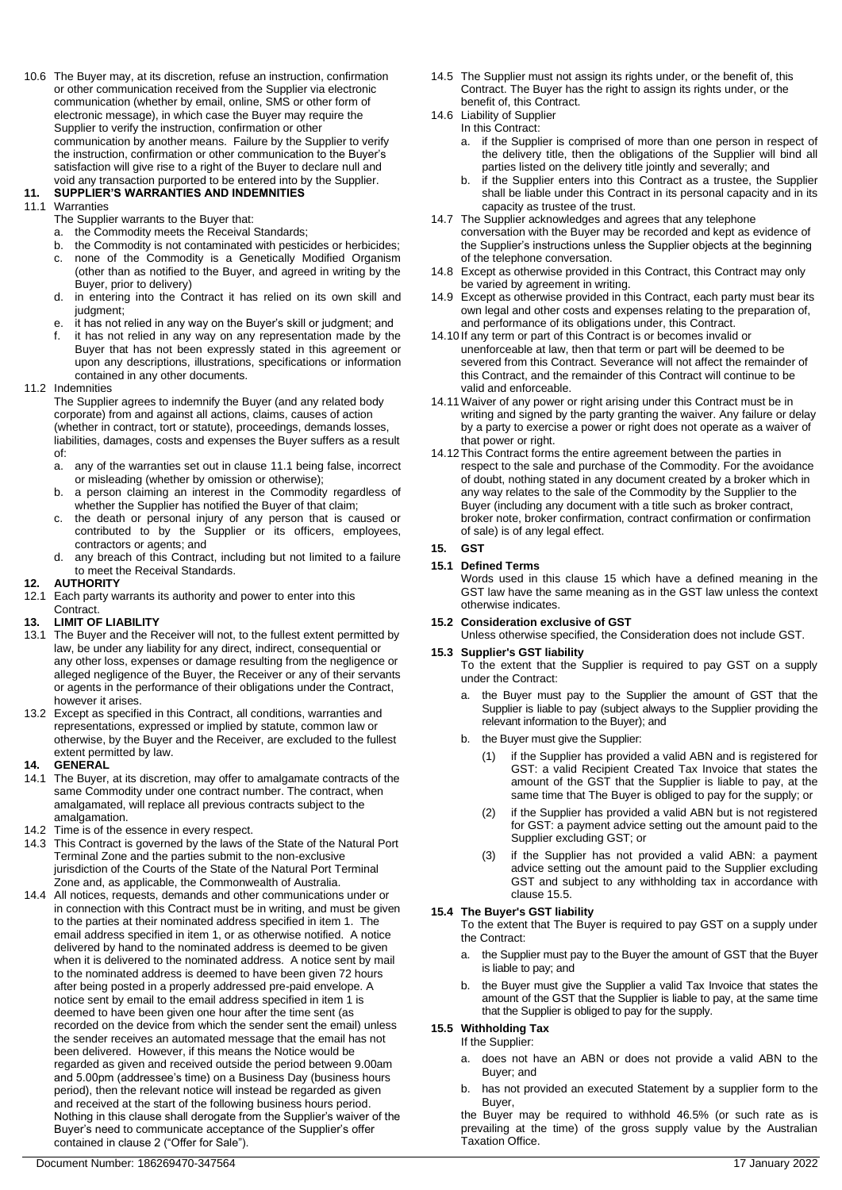10.6 The Buyer may, at its discretion, refuse an instruction, confirmation or other communication received from the Supplier via electronic communication (whether by email, online, SMS or other form of electronic message), in which case the Buyer may require the Supplier to verify the instruction, confirmation or other communication by another means. Failure by the Supplier to verify the instruction, confirmation or other communication to the Buyer's satisfaction will give rise to a right of the Buyer to declare null and void any transaction purported to be entered into by the Supplier.

## 11. SUPPLIER'S WARRANTIES AND INDEMNITIES

11.1 Warranties

The Supplier warrants to the Buyer that:

a. the Commodity meets the Receival Standards;
b. the Commodity is not contaminated with pesticides or herbicides;
c. none of the Commodity is a Genetically Modified Organism (other than as notified to the Buyer, and agreed in writing by the Buyer, prior to delivery)
d. in entering into the Contract it has relied on its own skill and judgment;
e. it has not relied in any way on the Buyer's skill or judgment; and
f. it has not relied in any way on any representation made by the Buyer that has not been expressly stated in this agreement or upon any descriptions, illustrations, specifications or information contained in any other documents.

11.2 Indemnities

The Supplier agrees to indemnify the Buyer (and any related body corporate) from and against all actions, claims, causes of action (whether in contract, tort or statute), proceedings, demands losses, liabilities, damages, costs and expenses the Buyer suffers as a result of:

a. any of the warranties set out in clause 11.1 being false, incorrect or misleading (whether by omission or otherwise);
b. a person claiming an interest in the Commodity regardless of whether the Supplier has notified the Buyer of that claim;
c. the death or personal injury of any person that is caused or contributed to by the Supplier or its officers, employees, contractors or agents; and
d. any breach of this Contract, including but not limited to a failure to meet the Receival Standards.

## 12. AUTHORITY

12.1 Each party warrants its authority and power to enter into this Contract.

## 13. LIMIT OF LIABILITY

13.1 The Buyer and the Receiver will not, to the fullest extent permitted by law, be under any liability for any direct, indirect, consequential or any other loss, expenses or damage resulting from the negligence or alleged negligence of the Buyer, the Receiver or any of their servants or agents in the performance of their obligations under the Contract, however it arises.

13.2 Except as specified in this Contract, all conditions, warranties and representations, expressed or implied by statute, common law or otherwise, by the Buyer and the Receiver, are excluded to the fullest extent permitted by law.

## 14. GENERAL

14.1 The Buyer, at its discretion, may offer to amalgamate contracts of the same Commodity under one contract number. The contract, when amalgamated, will replace all previous contracts subject to the amalgamation.

14.2 Time is of the essence in every respect.

14.3 This Contract is governed by the laws of the State of the Natural Port Terminal Zone and the parties submit to the non-exclusive jurisdiction of the Courts of the State of the Natural Port Terminal Zone and, as applicable, the Commonwealth of Australia.

14.4 All notices, requests, demands and other communications under or in connection with this Contract must be in writing, and must be given to the parties at their nominated address specified in item 1. The email address specified in item 1, or as otherwise notified. A notice delivered by hand to the nominated address is deemed to be given when it is delivered to the nominated address. A notice sent by mail to the nominated address is deemed to have been given 72 hours after being posted in a properly addressed pre-paid envelope. A notice sent by email to the email address specified in item 1 is deemed to have been given one hour after the time sent (as recorded on the device from which the sender sent the email) unless the sender receives an automated message that the email has not been delivered. However, if this means the Notice would be regarded as given and received outside the period between 9.00am and 5.00pm (addressee's time) on a Business Day (business hours period), then the relevant notice will instead be regarded as given and received at the start of the following business hours period. Nothing in this clause shall derogate from the Supplier's waiver of the Buyer's need to communicate acceptance of the Supplier's offer contained in clause 2 ("Offer for Sale").

14.5 The Supplier must not assign its rights under, or the benefit of, this Contract. The Buyer has the right to assign its rights under, or the benefit of, this Contract.

14.6 Liability of Supplier

In this Contract:

a. if the Supplier is comprised of more than one person in respect of the delivery title, then the obligations of the Supplier will bind all parties listed on the delivery title jointly and severally; and
b. if the Supplier enters into this Contract as a trustee, the Supplier shall be liable under this Contract in its personal capacity and in its capacity as trustee of the trust.

14.7 The Supplier acknowledges and agrees that any telephone conversation with the Buyer may be recorded and kept as evidence of the Supplier's instructions unless the Supplier objects at the beginning of the telephone conversation.

14.8 Except as otherwise provided in this Contract, this Contract may only be varied by agreement in writing.

14.9 Except as otherwise provided in this Contract, each party must bear its own legal and other costs and expenses relating to the preparation of, and performance of its obligations under, this Contract.

14.10 If any term or part of this Contract is or becomes invalid or unenforceable at law, then that term or part will be deemed to be severed from this Contract. Severance will not affect the remainder of this Contract, and the remainder of this Contract will continue to be valid and enforceable.

14.11 Waiver of any power or right arising under this Contract must be in writing and signed by the party granting the waiver. Any failure or delay by a party to exercise a power or right does not operate as a waiver of that power or right.

14.12 This Contract forms the entire agreement between the parties in respect to the sale and purchase of the Commodity. For the avoidance of doubt, nothing stated in any document created by a broker which in any way relates to the sale of the Commodity by the Supplier to the Buyer (including any document with a title such as broker contract, broker note, broker confirmation, contract confirmation or confirmation of sale) is of any legal effect.

## 15. GST

**15.1 Defined Terms**

Words used in this clause 15 which have a defined meaning in the GST law have the same meaning as in the GST law unless the context otherwise indicates.

**15.2 Consideration exclusive of GST**

Unless otherwise specified, the Consideration does not include GST.

**15.3 Supplier's GST liability**

To the extent that the Supplier is required to pay GST on a supply under the Contract:

a. the Buyer must pay to the Supplier the amount of GST that the Supplier is liable to pay (subject always to the Supplier providing the relevant information to the Buyer); and

b. the Buyer must give the Supplier:

(1) if the Supplier has provided a valid ABN and is registered for GST: a valid Recipient Created Tax Invoice that states the amount of the GST that the Supplier is liable to pay, at the same time that The Buyer is obliged to pay for the supply; or

(2) if the Supplier has provided a valid ABN but is not registered for GST: a payment advice setting out the amount paid to the Supplier excluding GST; or

(3) if the Supplier has not provided a valid ABN: a payment advice setting out the amount paid to the Supplier excluding GST and subject to any withholding tax in accordance with clause 15.5.

**15.4 The Buyer's GST liability**

To the extent that The Buyer is required to pay GST on a supply under the Contract:

a. the Supplier must pay to the Buyer the amount of GST that the Buyer is liable to pay; and

b. the Buyer must give the Supplier a valid Tax Invoice that states the amount of the GST that the Supplier is liable to pay, at the same time that the Supplier is obliged to pay for the supply.

**15.5 Withholding Tax**

If the Supplier:

a. does not have an ABN or does not provide a valid ABN to the Buyer; and

b. has not provided an executed Statement by a supplier form to the Buyer,

the Buyer may be required to withhold 46.5% (or such rate as is prevailing at the time) of the gross supply value by the Australian Taxation Office.

Document Number: 186269470-347564 17 January 2022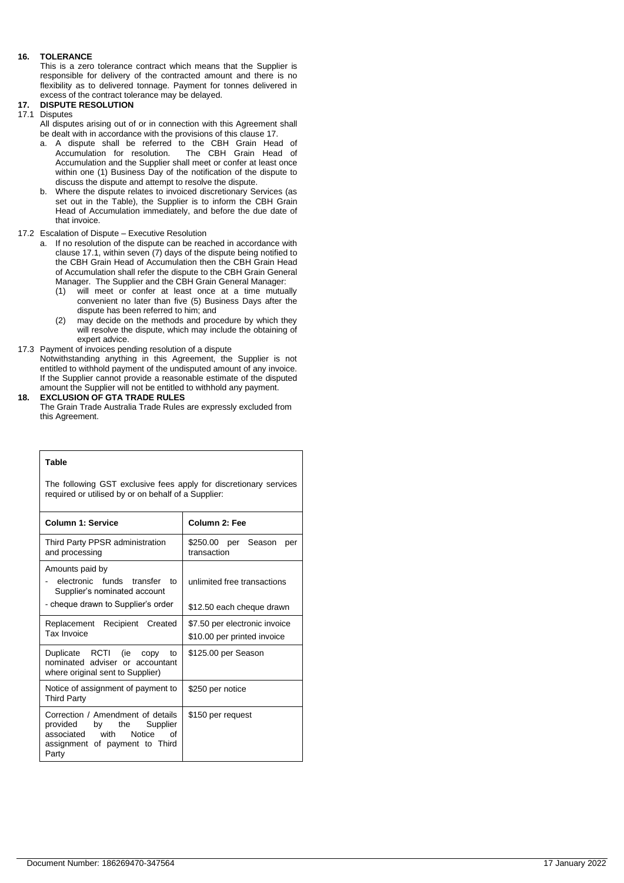## 16. TOLERANCE

This is a zero tolerance contract which means that the Supplier is responsible for delivery of the contracted amount and there is no flexibility as to delivered tonnage. Payment for tonnes delivered in excess of the contract tolerance may be delayed.

## 17. DISPUTE RESOLUTION

17.1 Disputes

All disputes arising out of or in connection with this Agreement shall be dealt with in accordance with the provisions of this clause 17.

a. A dispute shall be referred to the CBH Grain Head of Accumulation for resolution. The CBH Grain Head of Accumulation and the Supplier shall meet or confer at least once within one (1) Business Day of the notification of the dispute to discuss the dispute and attempt to resolve the dispute.

b. Where the dispute relates to invoiced discretionary Services (as set out in the Table), the Supplier is to inform the CBH Grain Head of Accumulation immediately, and before the due date of that invoice.

17.2 Escalation of Dispute – Executive Resolution

a. If no resolution of the dispute can be reached in accordance with clause 17.1, within seven (7) days of the dispute being notified to the CBH Grain Head of Accumulation then the CBH Grain Head of Accumulation shall refer the dispute to the CBH Grain General Manager. The Supplier and the CBH Grain General Manager:

(1) will meet or confer at least once at a time mutually convenient no later than five (5) Business Days after the dispute has been referred to him; and

(2) may decide on the methods and procedure by which they will resolve the dispute, which may include the obtaining of expert advice.

17.3 Payment of invoices pending resolution of a dispute

Notwithstanding anything in this Agreement, the Supplier is not entitled to withhold payment of the undisputed amount of any invoice. If the Supplier cannot provide a reasonable estimate of the disputed amount the Supplier will not be entitled to withhold any payment.

## 18. EXCLUSION OF GTA TRADE RULES

The Grain Trade Australia Trade Rules are expressly excluded from this Agreement.

**Table**

The following GST exclusive fees apply for discretionary services required or utilised by or on behalf of a Supplier:

| Column 1: Service | Column 2: Fee |
|---|---|
| Third Party PPSR administration and processing | $250.00 per Season per transaction |
| Amounts paid by<br>- electronic funds transfer to Supplier's nominated account<br>- cheque drawn to Supplier's order | <br>unlimited free transactions<br>$12.50 each cheque drawn |
| Replacement Recipient Created Tax Invoice | $7.50 per electronic invoice<br>$10.00 per printed invoice |
| Duplicate RCTI (ie copy to nominated adviser or accountant where original sent to Supplier) | $125.00 per Season |
| Notice of assignment of payment to Third Party | $250 per notice |
| Correction / Amendment of details provided by the Supplier associated with Notice of assignment of payment to Third Party | $150 per request |

Document Number: 186269470-347564 17 January 2022